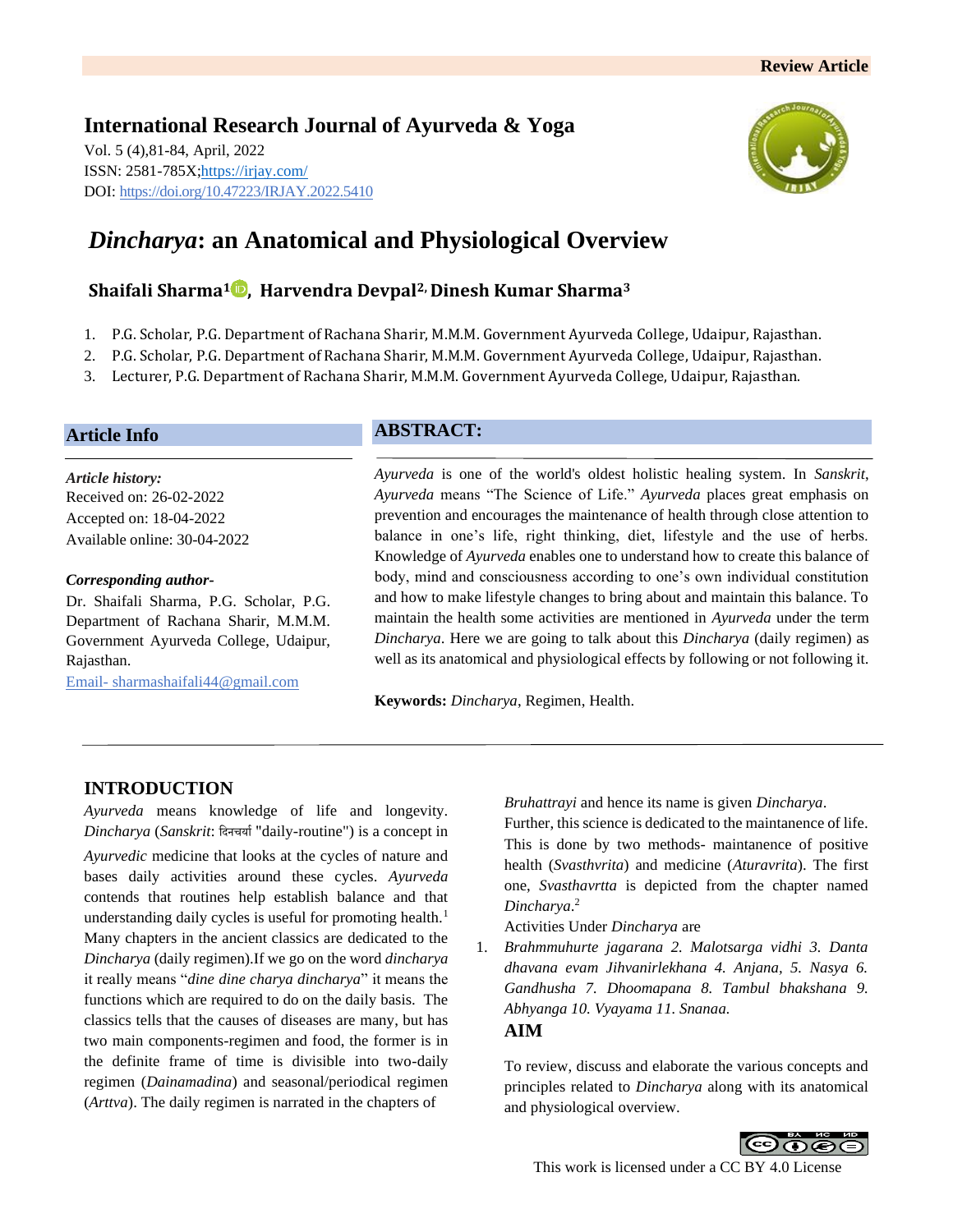Review Article

**International Research Journal of Ayurveda & Yoga**

Vol. 5 (4),81-84, April, 2022
ISSN: 2581-785X;https://irjay.com/
DOI: https://doi.org/10.47223/IRJAY.2022.5410

# *Dincharya*: an Anatomical and Physiological Overview

**Shaifali Sharma[1], Harvendra Devpal[2], Dinesh Kumar Sharma[3]**

1. P.G. Scholar, P.G. Department of Rachana Sharir, M.M.M. Government Ayurveda College, Udaipur, Rajasthan.
2. P.G. Scholar, P.G. Department of Rachana Sharir, M.M.M. Government Ayurveda College, Udaipur, Rajasthan.
3. Lecturer, P.G. Department of Rachana Sharir, M.M.M. Government Ayurveda College, Udaipur, Rajasthan.

## Article Info

*Article history:*
Received on: 26-02-2022
Accepted on: 18-04-2022
Available online: 30-04-2022

*Corresponding author-*
Dr. Shaifali Sharma, P.G. Scholar, P.G. Department of Rachana Sharir, M.M.M. Government Ayurveda College, Udaipur, Rajasthan.
Email- sharmashaifali44@gmail.com

## ABSTRACT:

*Ayurveda* is one of the world's oldest holistic healing system. In *Sanskrit*, *Ayurveda* means "The Science of Life." *Ayurveda* places great emphasis on prevention and encourages the maintenance of health through close attention to balance in one's life, right thinking, diet, lifestyle and the use of herbs. Knowledge of *Ayurveda* enables one to understand how to create this balance of body, mind and consciousness according to one's own individual constitution and how to make lifestyle changes to bring about and maintain this balance. To maintain the health some activities are mentioned in *Ayurveda* under the term *Dincharya*. Here we are going to talk about this *Dincharya* (daily regimen) as well as its anatomical and physiological effects by following or not following it.

**Keywords:** *Dincharya*, Regimen, Health.

## INTRODUCTION

*Ayurveda* means knowledge of life and longevity. *Dincharya* (*Sanskrit*: दिनचर्या "daily-routine") is a concept in *Ayurvedic* medicine that looks at the cycles of nature and bases daily activities around these cycles. *Ayurveda* contends that routines help establish balance and that understanding daily cycles is useful for promoting health.[1] Many chapters in the ancient classics are dedicated to the *Dincharya* (daily regimen).If we go on the word *dincharya* it really means "*dine dine charya dincharya*" it means the functions which are required to do on the daily basis. The classics tells that the causes of diseases are many, but has two main components-regimen and food, the former is in the definite frame of time is divisible into two-daily regimen (*Dainamadina*) and seasonal/periodical regimen (*Arttva*). The daily regimen is narrated in the chapters of *Bruhattrayi* and hence its name is given *Dincharya*.

Further, this science is dedicated to the maintanence of life. This is done by two methods- maintanence of positive health (*Svasthvrita*) and medicine (*Aturavrita*). The first one, *Svasthavrtta* is depicted from the chapter named *Dincharya*.[2]

Activities Under *Dincharya* are

1. *Brahmmuhurte jagarana 2. Malotsarga vidhi 3. Danta dhavana evam Jihvanirlekhana 4. Anjana, 5. Nasya 6. Gandhusha 7. Dhoomapana 8. Tambul bhakshana 9. Abhyanga 10. Vyayama 11. Snanaa.*

## AIM

To review, discuss and elaborate the various concepts and principles related to *Dincharya* along with its anatomical and physiological overview.

This work is licensed under a CC BY 4.0 License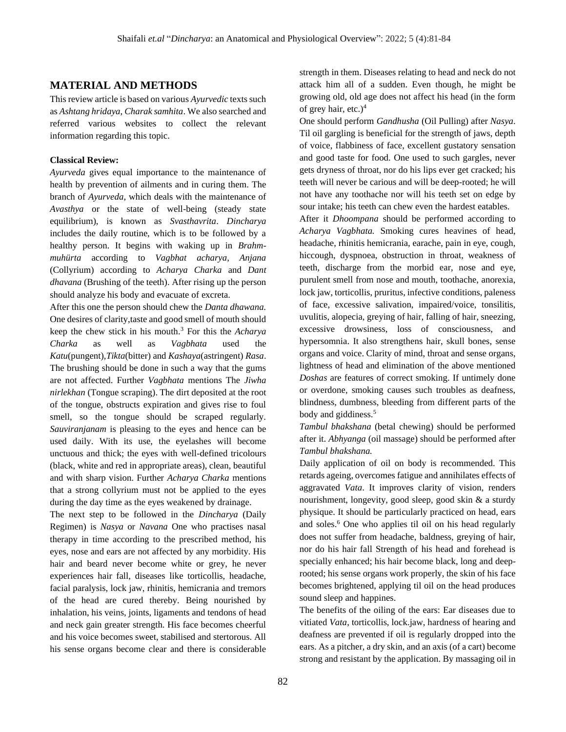## MATERIAL AND METHODS

This review article is based on various *Ayurvedic* texts such as *Ashtang hridaya*, *Charak samhita*. We also searched and referred various websites to collect the relevant information regarding this topic.

**Classical Review:**

*Ayurveda* gives equal importance to the maintenance of health by prevention of ailments and in curing them. The branch of *Ayurveda,* which deals with the maintenance of *Avasthya* or the state of well-being (steady state equilibrium), is known as *Svasthavrita*. *Dincharya* includes the daily routine, which is to be followed by a healthy person. It begins with waking up in *Brahm-muhürta* according to *Vagbhat acharya, Anjana* (Collyrium) according to *Acharya Charka* and *Dant dhavana* (Brushing of the teeth). After rising up the person should analyze his body and evacuate of excreta.

After this one the person should chew the *Danta dhawana.* One desires of clarity,taste and good smell of mouth should keep the chew stick in his mouth.[3] For this the *Acharya Charka* as well as *Vagbhata* used the *Katu*(pungent),*Tikta*(bitter) and *Kashaya*(astringent) *Rasa*. The brushing should be done in such a way that the gums are not affected. Further *Vagbhata* mentions The *Jiwha nirlekhan* (Tongue scraping). The dirt deposited at the root of the tongue, obstructs expiration and gives rise to foul smell, so the tongue should be scraped regularly. *Sauviranjanam* is pleasing to the eyes and hence can be used daily. With its use, the eyelashes will become unctuous and thick; the eyes with well-defined tricolours (black, white and red in appropriate areas), clean, beautiful and with sharp vision. Further *Acharya Charka* mentions that a strong collyrium must not be applied to the eyes during the day time as the eyes weakened by drainage.

The next step to be followed in the *Dincharya* (Daily Regimen) is *Nasya* or *Navana* One who practises nasal therapy in time according to the prescribed method, his eyes, nose and ears are not affected by any morbidity. His hair and beard never become white or grey, he never experiences hair fall, diseases like torticollis, headache, facial paralysis, lock jaw, rhinitis, hemicrania and tremors of the head are cured thereby. Being nourished by inhalation, his veins, joints, ligaments and tendons of head and neck gain greater strength. His face becomes cheerful and his voice becomes sweet, stabilised and stertorous. All his sense organs become clear and there is considerable strength in them. Diseases relating to head and neck do not attack him all of a sudden. Even though, he might be growing old, old age does not affect his head (in the form of grey hair, etc.)[4]

One should perform *Gandhusha* (Oil Pulling) after *Nasya*. Til oil gargling is beneficial for the strength of jaws, depth of voice, flabbiness of face, excellent gustatory sensation and good taste for food. One used to such gargles, never gets dryness of throat, nor do his lips ever get cracked; his teeth will never be carious and will be deep-rooted; he will not have any toothache nor will his teeth set on edge by sour intake; his teeth can chew even the hardest eatables.

After it *Dhoompana* should be performed according to *Acharya Vagbhata.* Smoking cures heavines of head, headache, rhinitis hemicrania, earache, pain in eye, cough, hiccough, dyspnoea, obstruction in throat, weakness of teeth, discharge from the morbid ear, nose and eye, purulent smell from nose and mouth, toothache, anorexia, lock jaw, torticollis, pruritus, infective conditions, paleness of face, excessive salivation, impaired/voice, tonsilitis, uvulitis, alopecia, greying of hair, falling of hair, sneezing, excessive drowsiness, loss of consciousness, and hypersomnia. It also strengthens hair, skull bones, sense organs and voice. Clarity of mind, throat and sense organs, lightness of head and elimination of the above mentioned *Doshas* are features of correct smoking. If untimely done or overdone, smoking causes such troubles as deafness, blindness, dumbness, bleeding from different parts of the body and giddiness.[5]

*Tambul bhakshana* (betal chewing) should be performed after it. *Abhyanga* (oil massage) should be performed after *Tambul bhakshana.*

Daily application of oil on body is recommended. This retards ageing, overcomes fatigue and annihilates effects of aggravated *Vata*. It improves clarity of vision, renders nourishment, longevity, good sleep, good skin & a sturdy physique. It should be particularly practiced on head, ears and soles.[6] One who applies til oil on his head regularly does not suffer from headache, baldness, greying of hair, nor do his hair fall Strength of his head and forehead is specially enhanced; his hair become black, long and deep-rooted; his sense organs work properly, the skin of his face becomes brightened, applying til oil on the head produces sound sleep and happines.

The benefits of the oiling of the ears: Ear diseases due to vitiated *Vata*, torticollis, lock.jaw, hardness of hearing and deafness are prevented if oil is regularly dropped into the ears. As a pitcher, a dry skin, and an axis (of a cart) become strong and resistant by the application. By massaging oil in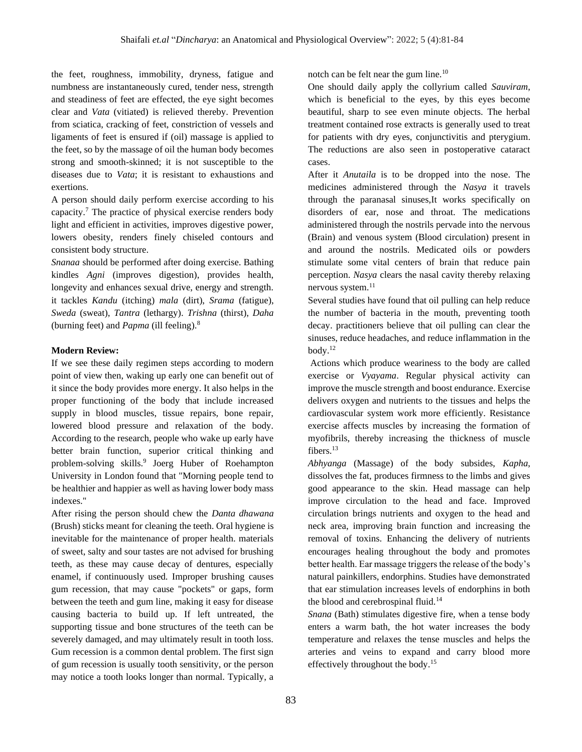the feet, roughness, immobility, dryness, fatigue and numbness are instantaneously cured, tender ness, strength and steadiness of feet are effected, the eye sight becomes clear and *Vata* (vitiated) is relieved thereby. Prevention from sciatica, cracking of feet, constriction of vessels and ligaments of feet is ensured if (oil) massage is applied to the feet, so by the massage of oil the human body becomes strong and smooth-skinned; it is not susceptible to the diseases due to *Vata*; it is resistant to exhaustions and exertions.

A person should daily perform exercise according to his capacity.[7] The practice of physical exercise renders body light and efficient in activities, improves digestive power, lowers obesity, renders finely chiseled contours and consistent body structure.

*Snanaa* should be performed after doing exercise. Bathing kindles *Agni* (improves digestion), provides health, longevity and enhances sexual drive, energy and strength. it tackles *Kandu* (itching) *mala* (dirt), *Srama* (fatigue), *Sweda* (sweat), *Tantra* (lethargy). *Trishna* (thirst), *Daha* (burning feet) and *Papma* (ill feeling).[8]

**Modern Review:**

If we see these daily regimen steps according to modern point of view then, waking up early one can benefit out of it since the body provides more energy. It also helps in the proper functioning of the body that include increased supply in blood muscles, tissue repairs, bone repair, lowered blood pressure and relaxation of the body. According to the research, people who wake up early have better brain function, superior critical thinking and problem-solving skills.[9] Joerg Huber of Roehampton University in London found that "Morning people tend to be healthier and happier as well as having lower body mass indexes."

After rising the person should chew the *Danta dhawana* (Brush) sticks meant for cleaning the teeth. Oral hygiene is inevitable for the maintenance of proper health. materials of sweet, salty and sour tastes are not advised for brushing teeth, as these may cause decay of dentures, especially enamel, if continuously used. Improper brushing causes gum recession, that may cause "pockets" or gaps, form between the teeth and gum line, making it easy for disease causing bacteria to build up. If left untreated, the supporting tissue and bone structures of the teeth can be severely damaged, and may ultimately result in tooth loss. Gum recession is a common dental problem. The first sign of gum recession is usually tooth sensitivity, or the person may notice a tooth looks longer than normal. Typically, a notch can be felt near the gum line.[10]

One should daily apply the collyrium called *Sauviram*, which is beneficial to the eyes, by this eyes become beautiful, sharp to see even minute objects. The herbal treatment contained rose extracts is generally used to treat for patients with dry eyes, conjunctivitis and pterygium. The reductions are also seen in postoperative cataract cases.

After it *Anutaila* is to be dropped into the nose. The medicines administered through the *Nasya* it travels through the paranasal sinuses,It works specifically on disorders of ear, nose and throat. The medications administered through the nostrils pervade into the nervous (Brain) and venous system (Blood circulation) present in and around the nostrils. Medicated oils or powders stimulate some vital centers of brain that reduce pain perception. *Nasya* clears the nasal cavity thereby relaxing nervous system.[11]

Several studies have found that oil pulling can help reduce the number of bacteria in the mouth, preventing tooth decay. practitioners believe that oil pulling can clear the sinuses, reduce headaches, and reduce inflammation in the body.[12]

Actions which produce weariness to the body are called exercise or *Vyayama*. Regular physical activity can improve the muscle strength and boost endurance. Exercise delivers oxygen and nutrients to the tissues and helps the cardiovascular system work more efficiently. Resistance exercise affects muscles by increasing the formation of myofibrils, thereby increasing the thickness of muscle fibers.[13]

*Abhyanga* (Massage) of the body subsides, *Kapha*, dissolves the fat, produces firmness to the limbs and gives good appearance to the skin. Head massage can help improve circulation to the head and face. Improved circulation brings nutrients and oxygen to the head and neck area, improving brain function and increasing the removal of toxins. Enhancing the delivery of nutrients encourages healing throughout the body and promotes better health. Ear massage triggers the release of the body's natural painkillers, endorphins. Studies have demonstrated that ear stimulation increases levels of endorphins in both the blood and cerebrospinal fluid.[14]

*Snana* (Bath) stimulates digestive fire, when a tense body enters a warm bath, the hot water increases the body temperature and relaxes the tense muscles and helps the arteries and veins to expand and carry blood more effectively throughout the body.[15]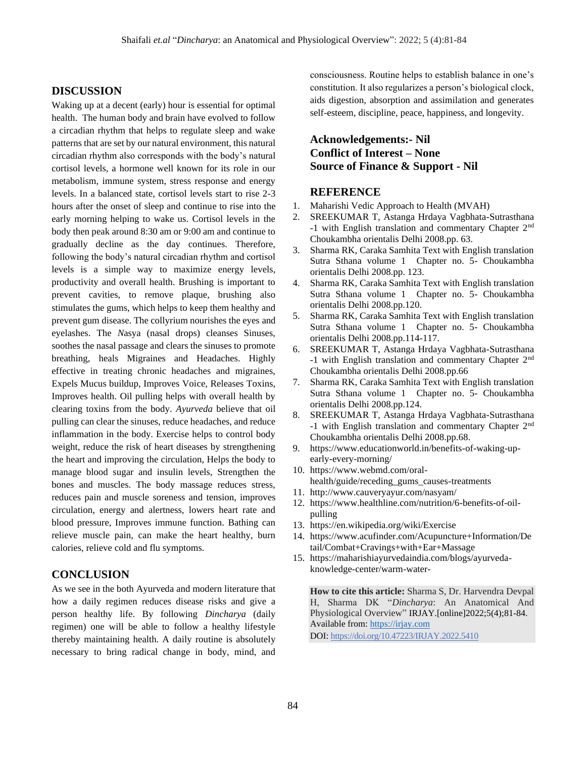## DISCUSSION

Waking up at a decent (early) hour is essential for optimal health. The human body and brain have evolved to follow a circadian rhythm that helps to regulate sleep and wake patterns that are set by our natural environment, this natural circadian rhythm also corresponds with the body's natural cortisol levels, a hormone well known for its role in our metabolism, immune system, stress response and energy levels. In a balanced state, cortisol levels start to rise 2-3 hours after the onset of sleep and continue to rise into the early morning helping to wake us. Cortisol levels in the body then peak around 8:30 am or 9:00 am and continue to gradually decline as the day continues. Therefore, following the body's natural circadian rhythm and cortisol levels is a simple way to maximize energy levels, productivity and overall health. Brushing is important to prevent cavities, to remove plaque, brushing also stimulates the gums, which helps to keep them healthy and prevent gum disease. The collyrium nourishes the eyes and eyelashes. The *N*asya (nasal drops) cleanses Sinuses, soothes the nasal passage and clears the sinuses to promote breathing, heals Migraines and Headaches. Highly effective in treating chronic headaches and migraines, Expels Mucus buildup, Improves Voice, Releases Toxins, Improves health. Oil pulling helps with overall health by clearing toxins from the body. *Ayurveda* believe that oil pulling can clear the sinuses, reduce headaches, and reduce inflammation in the body. Exercise helps to control body weight, reduce the risk of heart diseases by strengthening the heart and improving the circulation, Helps the body to manage blood sugar and insulin levels, Strengthen the bones and muscles. The body massage reduces stress, reduces pain and muscle soreness and tension, improves circulation, energy and alertness, lowers heart rate and blood pressure, Improves immune function. Bathing can relieve muscle pain, can make the heart healthy, burn calories, relieve cold and flu symptoms.

## CONCLUSION

As we see in the both Ayurveda and modern literature that how a daily regimen reduces disease risks and give a person healthy life. By following *Dincharya* (daily regimen) one will be able to follow a healthy lifestyle thereby maintaining health. A daily routine is absolutely necessary to bring radical change in body, mind, and consciousness. Routine helps to establish balance in one's constitution. It also regularizes a person's biological clock, aids digestion, absorption and assimilation and generates self-esteem, discipline, peace, happiness, and longevity.

**Acknowledgements:- Nil**
**Conflict of Interest – None**
**Source of Finance & Support - Nil**

## REFERENCE

1. Maharishi Vedic Approach to Health (MVAH)
2. SREEKUMAR T, Astanga Hrdaya Vagbhata-Sutrasthana -1 with English translation and commentary Chapter 2nd Choukambha orientalis Delhi 2008.pp. 63.
3. Sharma RK, Caraka Samhita Text with English translation Sutra Sthana volume 1 Chapter no. 5- Choukambha orientalis Delhi 2008.pp. 123.
4. Sharma RK, Caraka Samhita Text with English translation Sutra Sthana volume 1 Chapter no. 5- Choukambha orientalis Delhi 2008.pp.120.
5. Sharma RK, Caraka Samhita Text with English translation Sutra Sthana volume 1 Chapter no. 5- Choukambha orientalis Delhi 2008.pp.114-117.
6. SREEKUMAR T, Astanga Hrdaya Vagbhata-Sutrasthana -1 with English translation and commentary Chapter 2nd Choukambha orientalis Delhi 2008.pp.66
7. Sharma RK, Caraka Samhita Text with English translation Sutra Sthana volume 1 Chapter no. 5- Choukambha orientalis Delhi 2008.pp.124.
8. SREEKUMAR T, Astanga Hrdaya Vagbhata-Sutrasthana -1 with English translation and commentary Chapter 2nd Choukambha orientalis Delhi 2008.pp.68.
9. https://www.educationworld.in/benefits-of-waking-up-early-every-morning/
10. https://www.webmd.com/oral-health/guide/receding_gums_causes-treatments
11. http://www.cauveryayur.com/nasyam/
12. https://www.healthline.com/nutrition/6-benefits-of-oil-pulling
13. https://en.wikipedia.org/wiki/Exercise
14. https://www.acufinder.com/Acupuncture+Information/Detail/Combat+Cravings+with+Ear+Massage
15. https://maharishiayurvedaindia.com/blogs/ayurveda-knowledge-center/warm-water-

**How to cite this article:** Sharma S, Dr. Harvendra Devpal H, Sharma DK "*Dincharya*: An Anatomical And Physiological Overview" IRJAY.[online]2022;5(4);81-84.
Available from: https://irjay.com
DOI: https://doi.org/10.47223/IRJAY.2022.5410